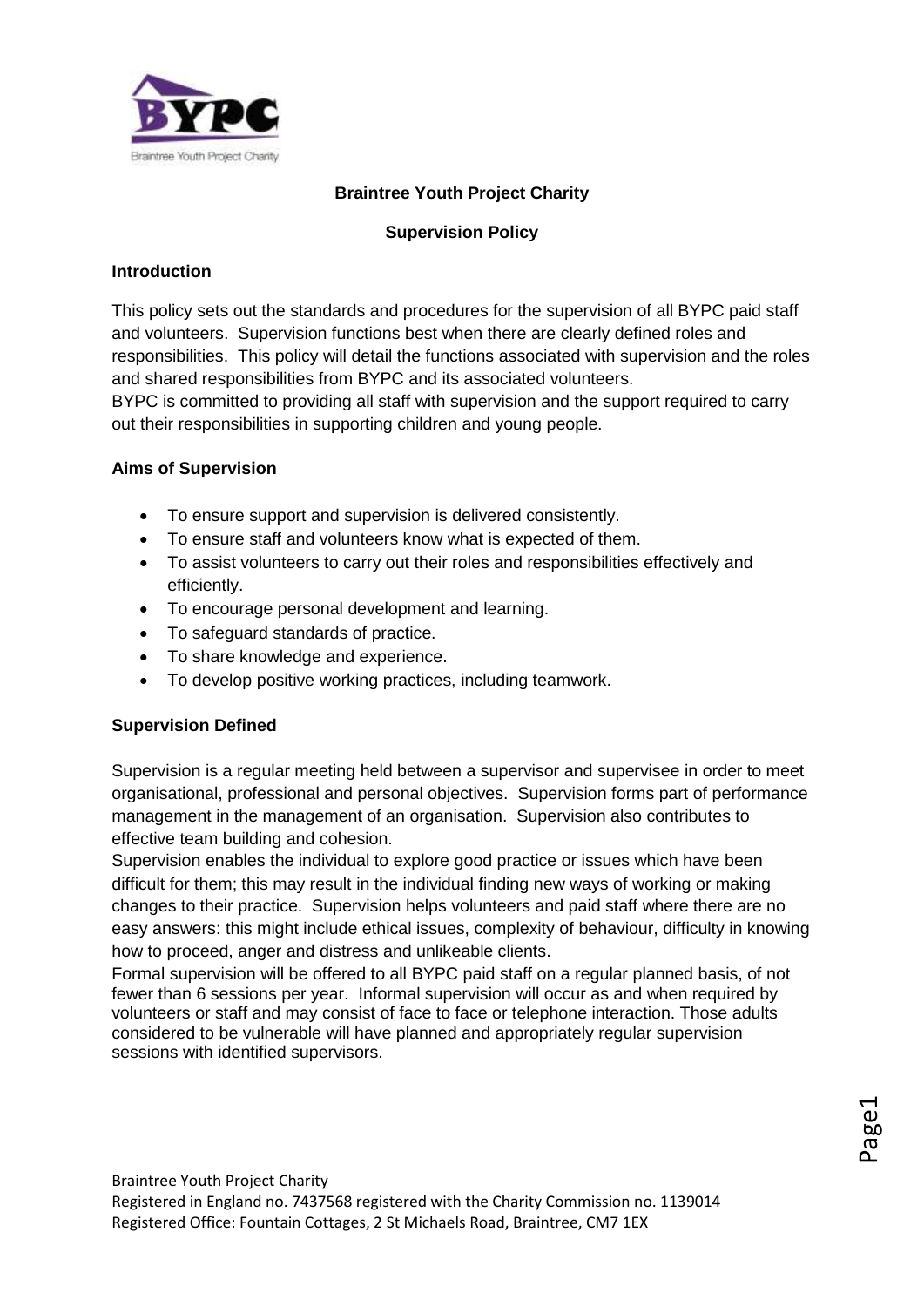# Braintree Youth Project Charity

## Supervision Policy

### Introduction

This policy sets out the standards and procedures for the supervision of all BYPC paid staff and volunteers. Supervision functions best when there are clearly defined roles and responsibilities. This policy will detail the functions associated with supervision and the roles and shared responsibilities from BYPC and its associated volunteers.

BYPC is committed to providing all staff with supervision and the support required to carry out their responsibilities in supporting children and young people.

### Aims of Supervision

- To ensure support and supervision is delivered consistently.
- To ensure staff and volunteers know what is expected of them.
- To assist volunteers to carry out their roles and responsibilities effectively and efficiently.
- To encourage personal development and learning.
- To safeguard standards of practice.
- To share knowledge and experience.
- To develop positive working practices, including teamwork.

### Supervision Defined

Supervision is a regular meeting held between a supervisor and supervisee in order to meet organisational, professional and personal objectives. Supervision forms part of performance management in the management of an organisation. Supervision also contributes to effective team building and cohesion.

Supervision enables the individual to explore good practice or issues which have been difficult for them; this may result in the individual finding new ways of working or making changes to their practice. Supervision helps volunteers and paid staff where there are no easy answers: this might include ethical issues, complexity of behaviour, difficulty in knowing how to proceed, anger and distress and unlikeable clients.

Formal supervision will be offered to all BYPC paid staff on a regular planned basis, of not fewer than 6 sessions per year. Informal supervision will occur as and when required by volunteers or staff and may consist of face to face or telephone interaction. Those adults considered to be vulnerable will have planned and appropriately regular supervision sessions with identified supervisors.

Braintree Youth Project Charity
Registered in England no. 7437568 registered with the Charity Commission no. 1139014
Registered Office: Fountain Cottages, 2 St Michaels Road, Braintree, CM7 1EX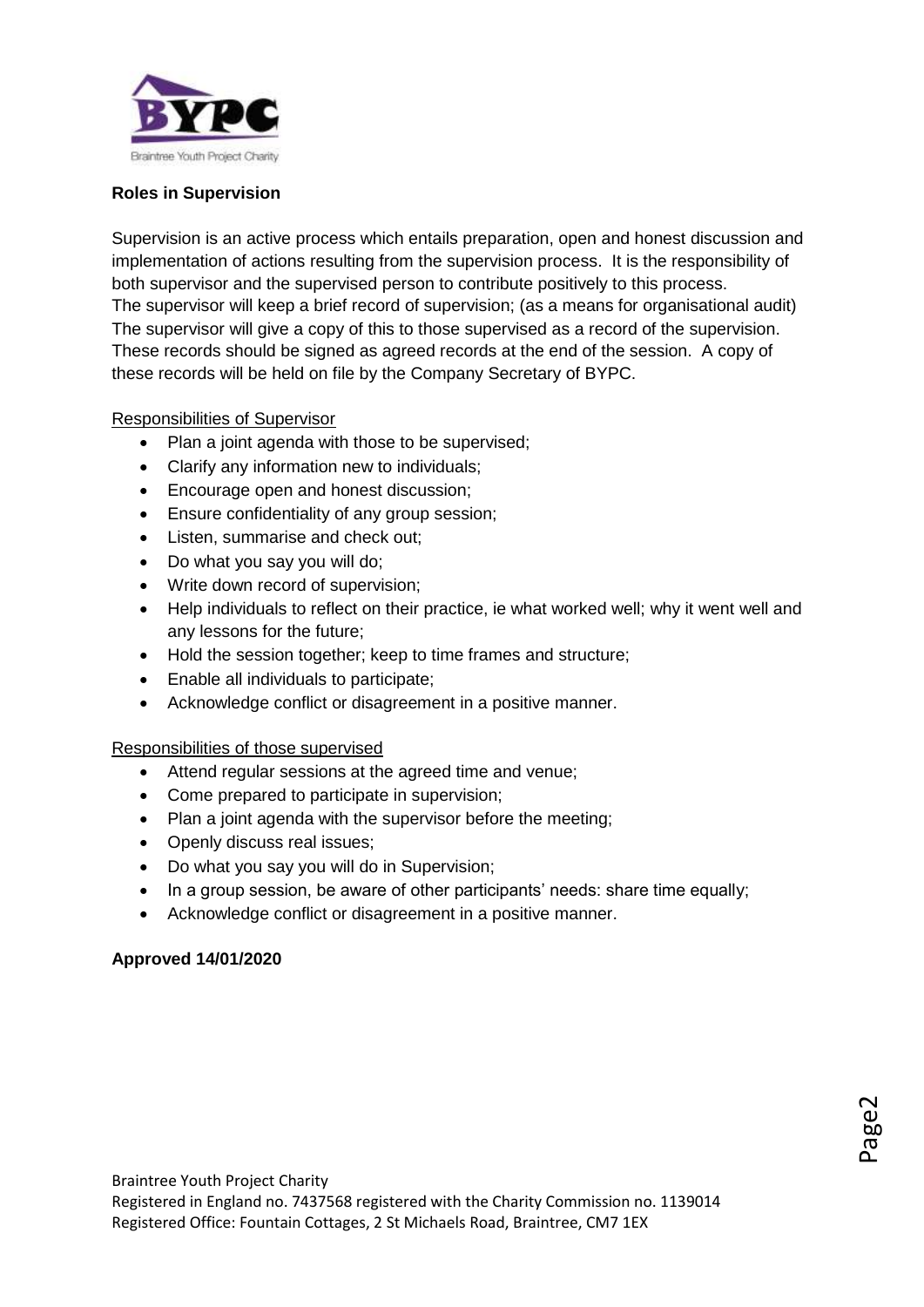**Roles in Supervision**

Supervision is an active process which entails preparation, open and honest discussion and implementation of actions resulting from the supervision process. It is the responsibility of both supervisor and the supervised person to contribute positively to this process. The supervisor will keep a brief record of supervision; (as a means for organisational audit) The supervisor will give a copy of this to those supervised as a record of the supervision. These records should be signed as agreed records at the end of the session. A copy of these records will be held on file by the Company Secretary of BYPC.

Responsibilities of Supervisor

- Plan a joint agenda with those to be supervised;
- Clarify any information new to individuals;
- Encourage open and honest discussion;
- Ensure confidentiality of any group session;
- Listen, summarise and check out;
- Do what you say you will do;
- Write down record of supervision;
- Help individuals to reflect on their practice, ie what worked well; why it went well and any lessons for the future;
- Hold the session together; keep to time frames and structure;
- Enable all individuals to participate;
- Acknowledge conflict or disagreement in a positive manner.

Responsibilities of those supervised

- Attend regular sessions at the agreed time and venue;
- Come prepared to participate in supervision;
- Plan a joint agenda with the supervisor before the meeting;
- Openly discuss real issues;
- Do what you say you will do in Supervision;
- In a group session, be aware of other participants' needs: share time equally;
- Acknowledge conflict or disagreement in a positive manner.

**Approved 14/01/2020**